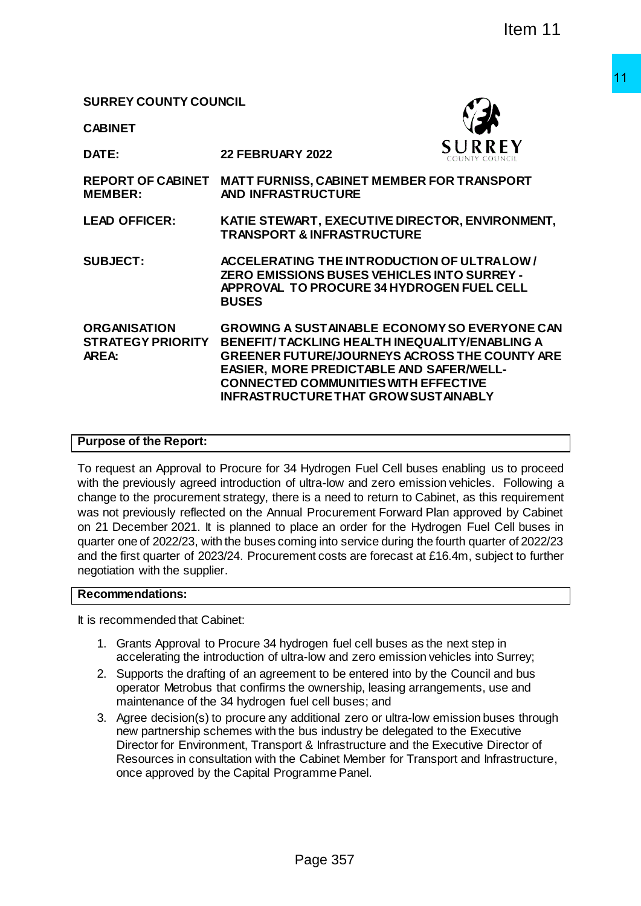Item 11

**SURREY COUNTY COUNCIL**

**CABINET**

| | |
|---|---|
| **DATE:** | **22 FEBRUARY 2022** |
| **REPORT OF CABINET MEMBER:** | **MATT FURNISS, CABINET MEMBER FOR TRANSPORT AND INFRASTRUCTURE** |
| **LEAD OFFICER:** | **KATIE STEWART, EXECUTIVE DIRECTOR, ENVIRONMENT, TRANSPORT & INFRASTRUCTURE** |
| **SUBJECT:** | **ACCELERATING THE INTRODUCTION OF ULTRA LOW / ZERO EMISSIONS BUSES VEHICLES INTO SURREY - APPROVAL TO PROCURE 34 HYDROGEN FUEL CELL BUSES** |
| **ORGANISATION STRATEGY PRIORITY AREA:** | **GROWING A SUSTAINABLE ECONOMY SO EVERYONE CAN BENEFIT/ TACKLING HEALTH INEQUALITY/ENABLING A GREENER FUTURE/JOURNEYS ACROSS THE COUNTY ARE EASIER, MORE PREDICTABLE AND SAFER/WELL-CONNECTED COMMUNITIES WITH EFFECTIVE INFRASTRUCTURE THAT GROW SUSTAINABLY** |

**Purpose of the Report:**

To request an Approval to Procure for 34 Hydrogen Fuel Cell buses enabling us to proceed with the previously agreed introduction of ultra-low and zero emission vehicles. Following a change to the procurement strategy, there is a need to return to Cabinet, as this requirement was not previously reflected on the Annual Procurement Forward Plan approved by Cabinet on 21 December 2021. It is planned to place an order for the Hydrogen Fuel Cell buses in quarter one of 2022/23, with the buses coming into service during the fourth quarter of 2022/23 and the first quarter of 2023/24. Procurement costs are forecast at £16.4m, subject to further negotiation with the supplier.

**Recommendations:**

It is recommended that Cabinet:

1. Grants Approval to Procure 34 hydrogen fuel cell buses as the next step in accelerating the introduction of ultra-low and zero emission vehicles into Surrey;
2. Supports the drafting of an agreement to be entered into by the Council and bus operator Metrobus that confirms the ownership, leasing arrangements, use and maintenance of the 34 hydrogen fuel cell buses; and
3. Agree decision(s) to procure any additional zero or ultra-low emission buses through new partnership schemes with the bus industry be delegated to the Executive Director for Environment, Transport & Infrastructure and the Executive Director of Resources in consultation with the Cabinet Member for Transport and Infrastructure, once approved by the Capital Programme Panel.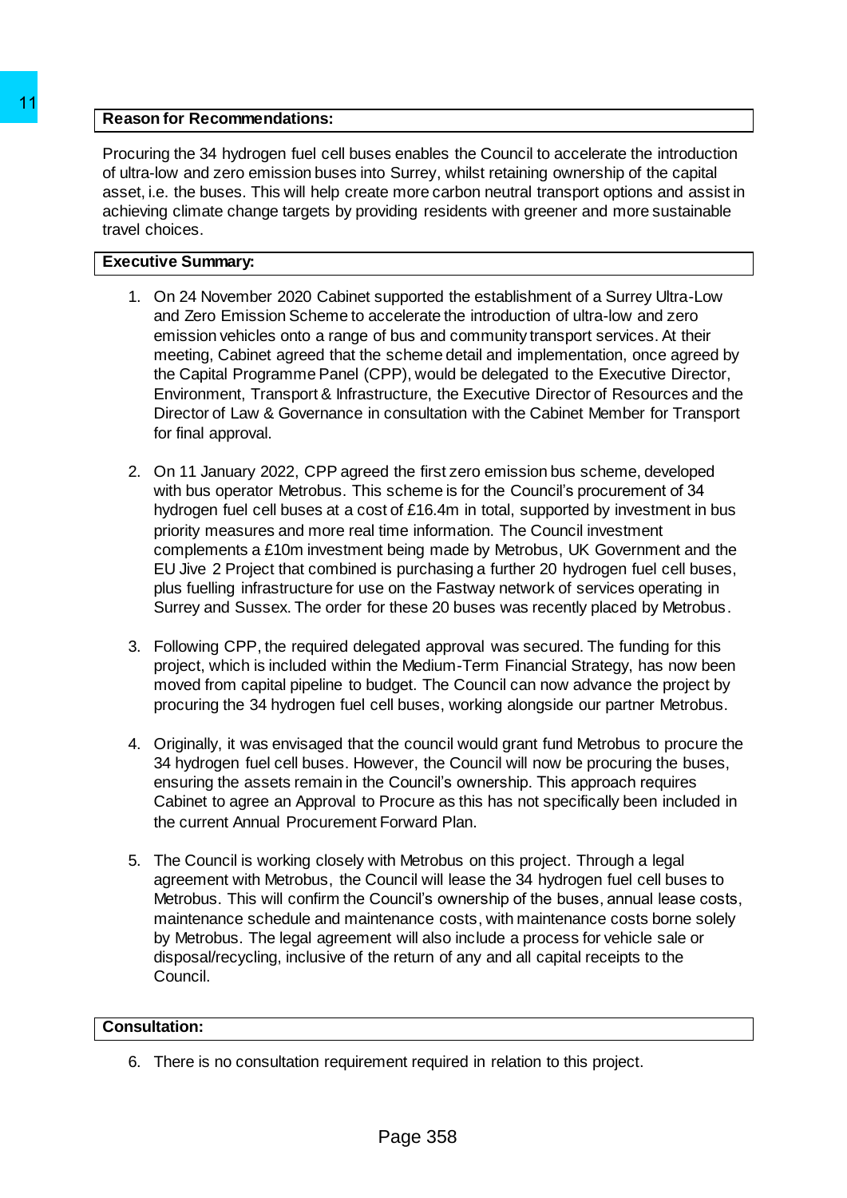## Reason for Recommendations:

Procuring the 34 hydrogen fuel cell buses enables the Council to accelerate the introduction of ultra-low and zero emission buses into Surrey, whilst retaining ownership of the capital asset, i.e. the buses. This will help create more carbon neutral transport options and assist in achieving climate change targets by providing residents with greener and more sustainable travel choices.

## Executive Summary:

1. On 24 November 2020 Cabinet supported the establishment of a Surrey Ultra-Low and Zero Emission Scheme to accelerate the introduction of ultra-low and zero emission vehicles onto a range of bus and community transport services. At their meeting, Cabinet agreed that the scheme detail and implementation, once agreed by the Capital Programme Panel (CPP), would be delegated to the Executive Director, Environment, Transport & Infrastructure, the Executive Director of Resources and the Director of Law & Governance in consultation with the Cabinet Member for Transport for final approval.

2. On 11 January 2022, CPP agreed the first zero emission bus scheme, developed with bus operator Metrobus. This scheme is for the Council's procurement of 34 hydrogen fuel cell buses at a cost of £16.4m in total, supported by investment in bus priority measures and more real time information. The Council investment complements a £10m investment being made by Metrobus, UK Government and the EU Jive 2 Project that combined is purchasing a further 20 hydrogen fuel cell buses, plus fuelling infrastructure for use on the Fastway network of services operating in Surrey and Sussex. The order for these 20 buses was recently placed by Metrobus.

3. Following CPP, the required delegated approval was secured. The funding for this project, which is included within the Medium-Term Financial Strategy, has now been moved from capital pipeline to budget. The Council can now advance the project by procuring the 34 hydrogen fuel cell buses, working alongside our partner Metrobus.

4. Originally, it was envisaged that the council would grant fund Metrobus to procure the 34 hydrogen fuel cell buses. However, the Council will now be procuring the buses, ensuring the assets remain in the Council's ownership. This approach requires Cabinet to agree an Approval to Procure as this has not specifically been included in the current Annual Procurement Forward Plan.

5. The Council is working closely with Metrobus on this project. Through a legal agreement with Metrobus, the Council will lease the 34 hydrogen fuel cell buses to Metrobus. This will confirm the Council's ownership of the buses, annual lease costs, maintenance schedule and maintenance costs, with maintenance costs borne solely by Metrobus. The legal agreement will also include a process for vehicle sale or disposal/recycling, inclusive of the return of any and all capital receipts to the Council.

## Consultation:

6. There is no consultation requirement required in relation to this project.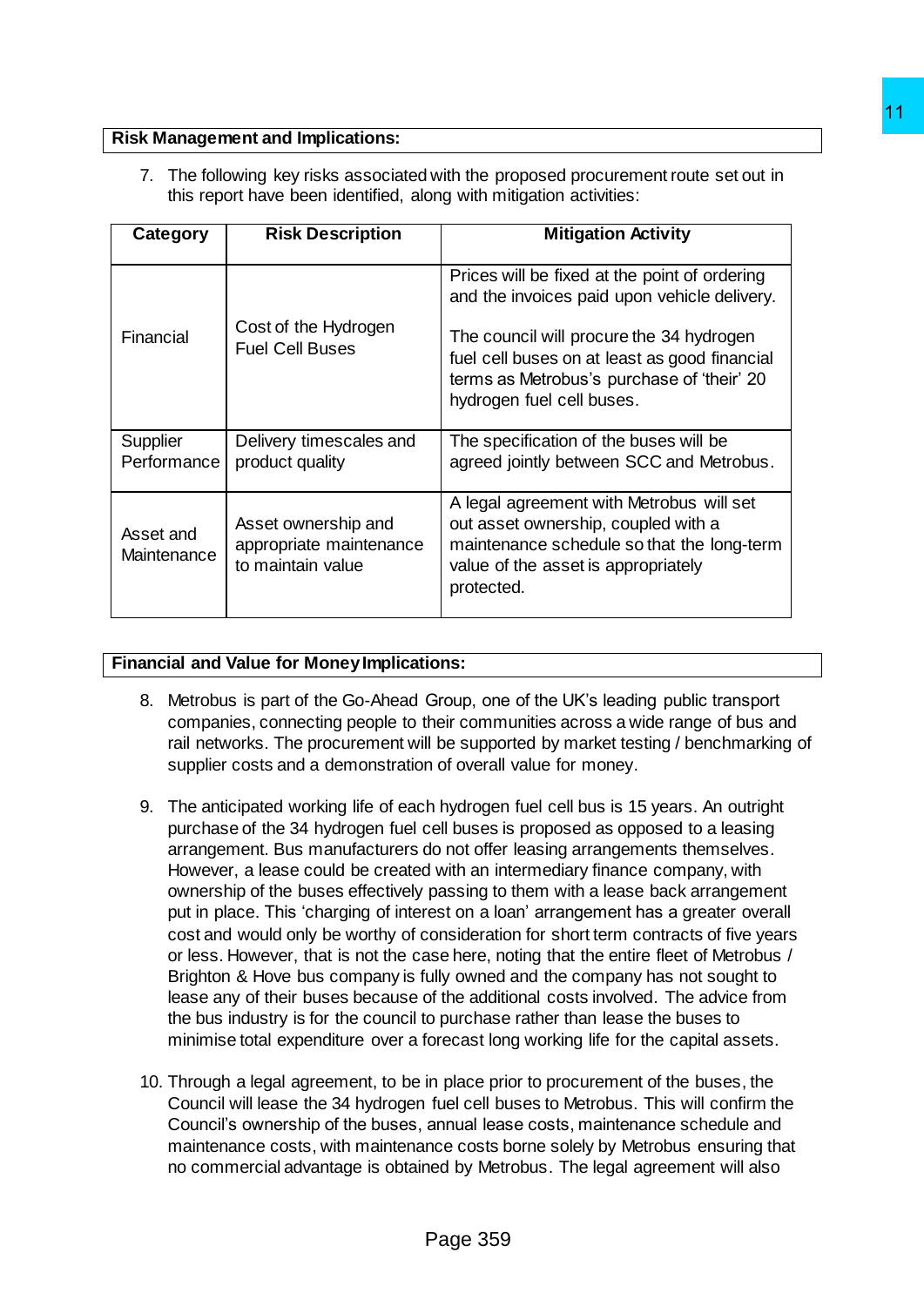**Risk Management and Implications:**

7. The following key risks associated with the proposed procurement route set out in this report have been identified, along with mitigation activities:

| Category | Risk Description | Mitigation Activity |
|---|---|---|
| Financial | Cost of the Hydrogen Fuel Cell Buses | Prices will be fixed at the point of ordering and the invoices paid upon vehicle delivery.<br><br>The council will procure the 34 hydrogen fuel cell buses on at least as good financial terms as Metrobus's purchase of 'their' 20 hydrogen fuel cell buses. |
| Supplier Performance | Delivery timescales and product quality | The specification of the buses will be agreed jointly between SCC and Metrobus. |
| Asset and Maintenance | Asset ownership and appropriate maintenance to maintain value | A legal agreement with Metrobus will set out asset ownership, coupled with a maintenance schedule so that the long-term value of the asset is appropriately protected. |

**Financial and Value for Money Implications:**

8. Metrobus is part of the Go-Ahead Group, one of the UK's leading public transport companies, connecting people to their communities across a wide range of bus and rail networks. The procurement will be supported by market testing / benchmarking of supplier costs and a demonstration of overall value for money.

9. The anticipated working life of each hydrogen fuel cell bus is 15 years. An outright purchase of the 34 hydrogen fuel cell buses is proposed as opposed to a leasing arrangement. Bus manufacturers do not offer leasing arrangements themselves. However, a lease could be created with an intermediary finance company, with ownership of the buses effectively passing to them with a lease back arrangement put in place. This 'charging of interest on a loan' arrangement has a greater overall cost and would only be worthy of consideration for short term contracts of five years or less. However, that is not the case here, noting that the entire fleet of Metrobus / Brighton & Hove bus company is fully owned and the company has not sought to lease any of their buses because of the additional costs involved. The advice from the bus industry is for the council to purchase rather than lease the buses to minimise total expenditure over a forecast long working life for the capital assets.

10. Through a legal agreement, to be in place prior to procurement of the buses, the Council will lease the 34 hydrogen fuel cell buses to Metrobus. This will confirm the Council's ownership of the buses, annual lease costs, maintenance schedule and maintenance costs, with maintenance costs borne solely by Metrobus ensuring that no commercial advantage is obtained by Metrobus. The legal agreement will also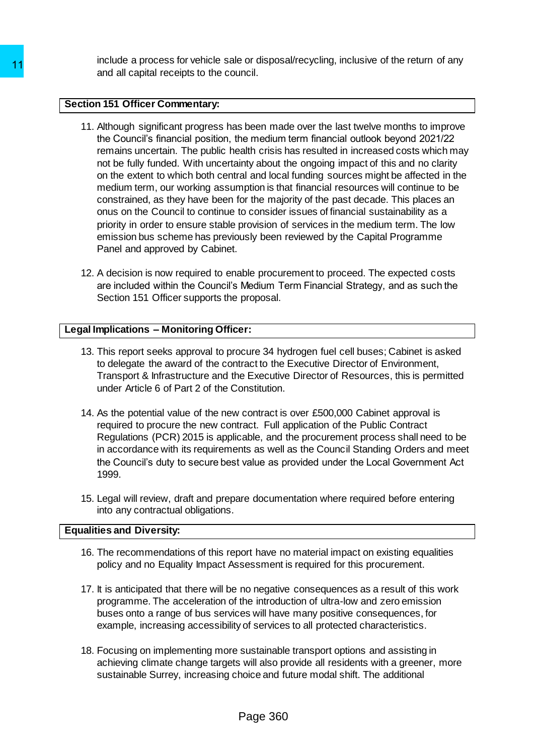include a process for vehicle sale or disposal/recycling, inclusive of the return of any and all capital receipts to the council.

**Section 151 Officer Commentary:**

11. Although significant progress has been made over the last twelve months to improve the Council's financial position, the medium term financial outlook beyond 2021/22 remains uncertain. The public health crisis has resulted in increased costs which may not be fully funded. With uncertainty about the ongoing impact of this and no clarity on the extent to which both central and local funding sources might be affected in the medium term, our working assumption is that financial resources will continue to be constrained, as they have been for the majority of the past decade. This places an onus on the Council to continue to consider issues of financial sustainability as a priority in order to ensure stable provision of services in the medium term. The low emission bus scheme has previously been reviewed by the Capital Programme Panel and approved by Cabinet.

12. A decision is now required to enable procurement to proceed. The expected costs are included within the Council's Medium Term Financial Strategy, and as such the Section 151 Officer supports the proposal.

**Legal Implications – Monitoring Officer:**

13. This report seeks approval to procure 34 hydrogen fuel cell buses; Cabinet is asked to delegate the award of the contract to the Executive Director of Environment, Transport & Infrastructure and the Executive Director of Resources, this is permitted under Article 6 of Part 2 of the Constitution.

14. As the potential value of the new contract is over £500,000 Cabinet approval is required to procure the new contract. Full application of the Public Contract Regulations (PCR) 2015 is applicable, and the procurement process shall need to be in accordance with its requirements as well as the Council Standing Orders and meet the Council's duty to secure best value as provided under the Local Government Act 1999.

15. Legal will review, draft and prepare documentation where required before entering into any contractual obligations.

**Equalities and Diversity:**

16. The recommendations of this report have no material impact on existing equalities policy and no Equality Impact Assessment is required for this procurement.

17. It is anticipated that there will be no negative consequences as a result of this work programme. The acceleration of the introduction of ultra-low and zero emission buses onto a range of bus services will have many positive consequences, for example, increasing accessibility of services to all protected characteristics.

18. Focusing on implementing more sustainable transport options and assisting in achieving climate change targets will also provide all residents with a greener, more sustainable Surrey, increasing choice and future modal shift. The additional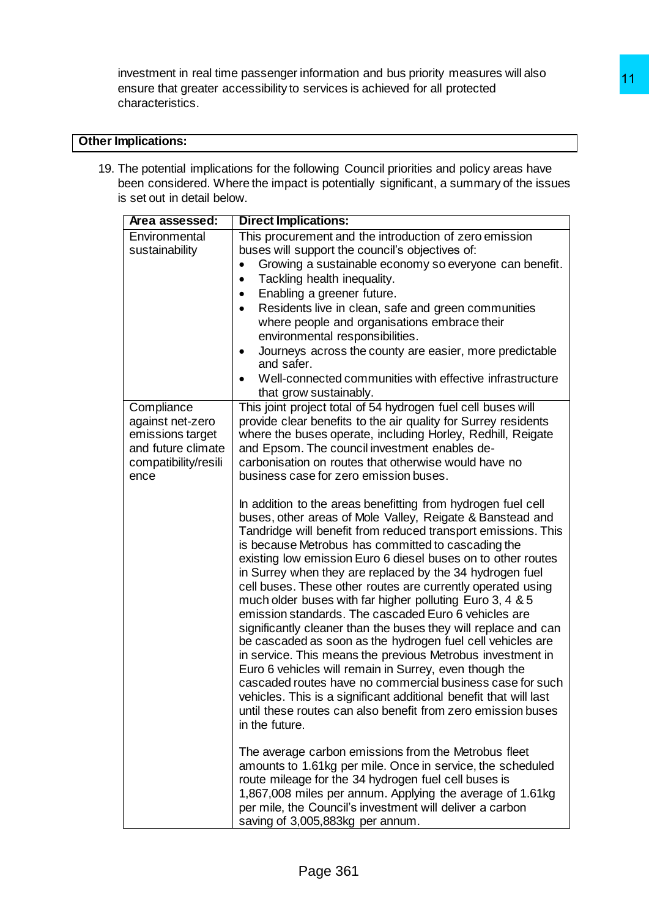investment in real time passenger information and bus priority measures will also ensure that greater accessibility to services is achieved for all protected characteristics.

**Other Implications:**

19. The potential implications for the following Council priorities and policy areas have been considered. Where the impact is potentially significant, a summary of the issues is set out in detail below.

| Area assessed: | Direct Implications: |
|---|---|
| Environmental sustainability | This procurement and the introduction of zero emission buses will support the council's objectives of:<br>• Growing a sustainable economy so everyone can benefit.<br>• Tackling health inequality.<br>• Enabling a greener future.<br>• Residents live in clean, safe and green communities where people and organisations embrace their environmental responsibilities.<br>• Journeys across the county are easier, more predictable and safer.<br>• Well-connected communities with effective infrastructure that grow sustainably. |
| Compliance against net-zero emissions target and future climate compatibility/resilience | This joint project total of 54 hydrogen fuel cell buses will provide clear benefits to the air quality for Surrey residents where the buses operate, including Horley, Redhill, Reigate and Epsom. The council investment enables de-carbonisation on routes that otherwise would have no business case for zero emission buses.<br><br>In addition to the areas benefitting from hydrogen fuel cell buses, other areas of Mole Valley, Reigate & Banstead and Tandridge will benefit from reduced transport emissions. This is because Metrobus has committed to cascading the existing low emission Euro 6 diesel buses on to other routes in Surrey when they are replaced by the 34 hydrogen fuel cell buses. These other routes are currently operated using much older buses with far higher polluting Euro 3, 4 & 5 emission standards. The cascaded Euro 6 vehicles are significantly cleaner than the buses they will replace and can be cascaded as soon as the hydrogen fuel cell vehicles are in service. This means the previous Metrobus investment in Euro 6 vehicles will remain in Surrey, even though the cascaded routes have no commercial business case for such vehicles. This is a significant additional benefit that will last until these routes can also benefit from zero emission buses in the future.<br><br>The average carbon emissions from the Metrobus fleet amounts to 1.61kg per mile. Once in service, the scheduled route mileage for the 34 hydrogen fuel cell buses is 1,867,008 miles per annum. Applying the average of 1.61kg per mile, the Council's investment will deliver a carbon saving of 3,005,883kg per annum. |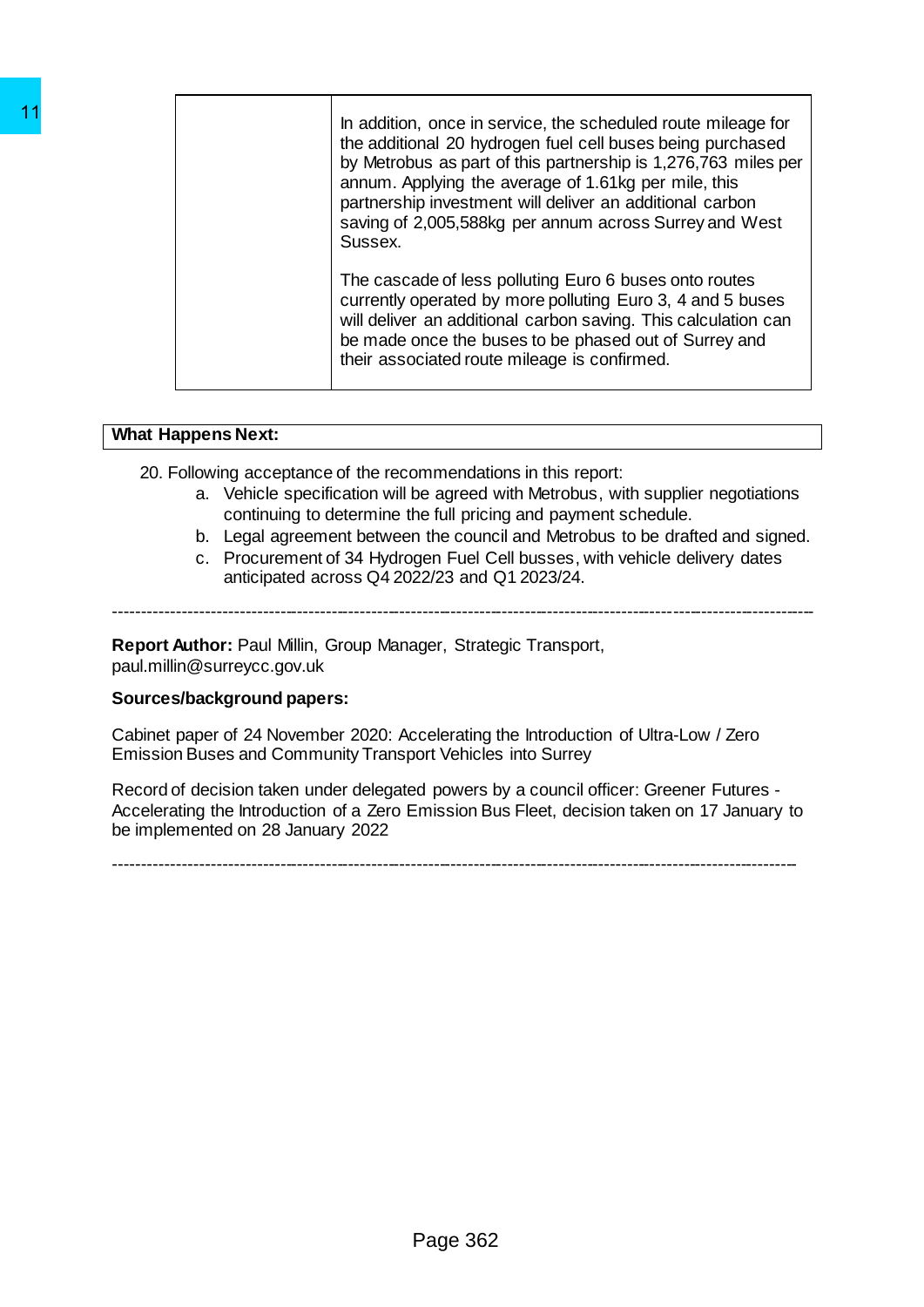| | |
|---|---|
| | In addition, once in service, the scheduled route mileage for the additional 20 hydrogen fuel cell buses being purchased by Metrobus as part of this partnership is 1,276,763 miles per annum. Applying the average of 1.61kg per mile, this partnership investment will deliver an additional carbon saving of 2,005,588kg per annum across Surrey and West Sussex.<br><br>The cascade of less polluting Euro 6 buses onto routes currently operated by more polluting Euro 3, 4 and 5 buses will deliver an additional carbon saving. This calculation can be made once the buses to be phased out of Surrey and their associated route mileage is confirmed. |

**What Happens Next:**

20. Following acceptance of the recommendations in this report:
    a. Vehicle specification will be agreed with Metrobus, with supplier negotiations continuing to determine the full pricing and payment schedule.
    b. Legal agreement between the council and Metrobus to be drafted and signed.
    c. Procurement of 34 Hydrogen Fuel Cell busses, with vehicle delivery dates anticipated across Q4 2022/23 and Q1 2023/24.

---

**Report Author:** Paul Millin, Group Manager, Strategic Transport, paul.millin@surreycc.gov.uk

**Sources/background papers:**

Cabinet paper of 24 November 2020: Accelerating the Introduction of Ultra-Low / Zero Emission Buses and Community Transport Vehicles into Surrey

Record of decision taken under delegated powers by a council officer: Greener Futures - Accelerating the Introduction of a Zero Emission Bus Fleet, decision taken on 17 January to be implemented on 28 January 2022

---